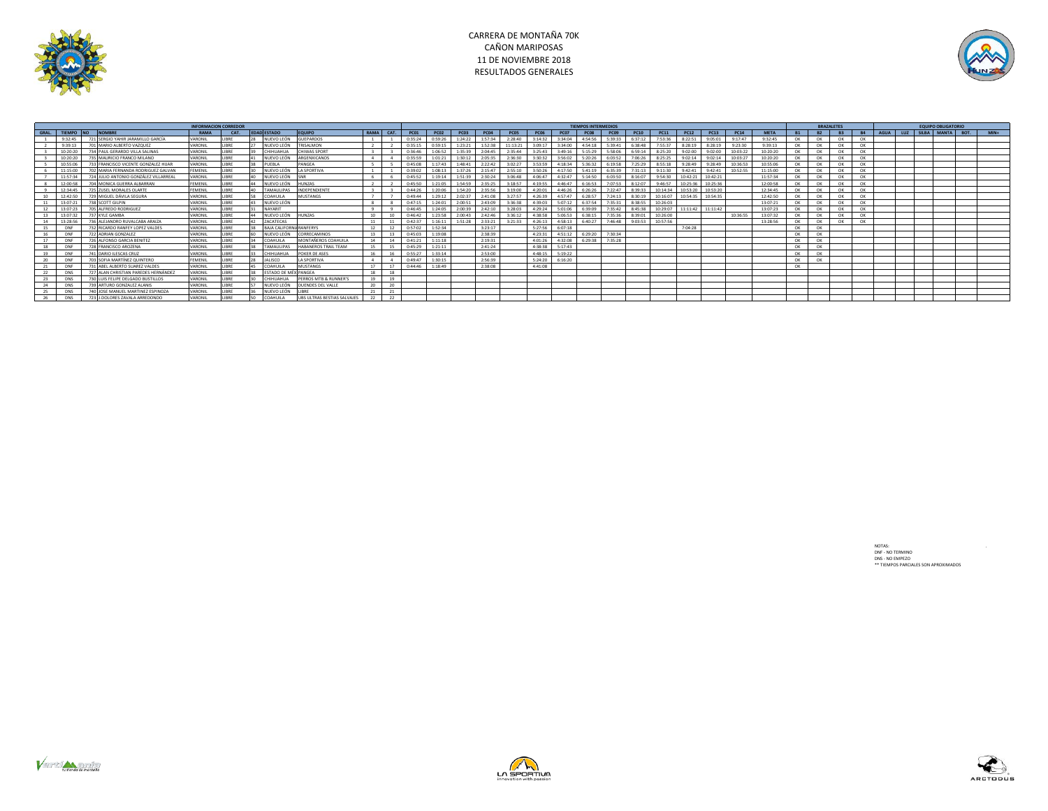# CARRERA DE MONTAÑA 70K
## CAÑON MARIPOSAS
## 11 DE NOVIEMBRE 2018
## RESULTADOS GENERALES

| INFORMACION CORREDOR | | | | | | | | | | | TIEMPOS INTERMEDIOS | | | | | | | | | | | | | | | BRAZALETES | | | | EQUIPO OBLIGATORIO | | | | | |
|---|---|---|---|---|---|---|---|---|---|---|---|---|---|---|---|---|---|---|---|---|---|---|---|---|---|---|---|---|---|---|---|---|---|---|---|
| GRAL. | TIEMPO | NO | NOMBRE | RAMA | CAT. | EDAD | ESTADO | EQUIPO | RAMA | CAT. | PC01 | PC02 | PC03 | PC04 | PC05 | PC06 | PC07 | PC08 | PC09 | PC10 | PC11 | PC12 | PC13 | PC14 | META | B1 | B2 | B3 | B4 | AGUA | LUZ | SILBA | MANTA | BOT. | MIN+ |
| 1 | 9:32:45 | 721 | SERGIO YAHIR JARAMILLO GARCÍA | VARONIL | LIBRE | 28 | NUEVO LEÓN | GUEPARDOS | 1 | 1 | 0:35:24 | 0:59:26 | 1:24:22 | 1:57:34 | 2:28:40 | 3:14:32 | 3:34:04 | 4:54:56 | 5:39:33 | 6:37:12 | 7:53:36 | 8:22:51 | 9:05:01 | 9:17:47 | 9:32:45 | OK | OK | OK | OK | | | | | | |
| 2 | 9:39:13 | 701 | MARIO ALBERTO VAZQUEZ | VARONIL | LIBRE | 27 | NUEVO LEÓN | TRISALMON | 2 | 2 | 0:35:15 | 0:59:15 | 1:23:21 | 1:52:38 | 11:13:21 | 3:09:17 | 3:34:00 | 4:54:18 | 5:39:41 | 6:38:48 | 7:55:37 | 8:28:19 | 8:28:19 | 9:23:30 | 9:39:13 | OK | OK | OK | OK | | | | | | |
| 3 | 10:20:20 | 734 | PAUL GERARDO VILLA SALINAS | VARONIL | LIBRE | 39 | CHIHUAHUA | CHIWAS SPORT | 3 | 3 | 0:36:46 | 1:06:52 | 1:35:39 | 2:04:45 | 2:35:44 | 3:25:43 | 3:49:16 | 5:15:29 | 5:58:06 | 6:59:14 | 8:25:20 | 9:02:00 | 9:02:00 | 10:03:22 | 10:20:20 | OK | OK | OK | OK | | | | | | |
| 3 | 10:20:20 | 735 | MAURICIO FRANCO MILANO | VARONIL | LIBRE | 41 | NUEVO LEÓN | ARGENXICANOS | 4 | 4 | 0:35:59 | 1:01:21 | 1:30:12 | 2:05:35 | 2:36:30 | 3:30:32 | 3:56:02 | 5:20:26 | 6:03:52 | 7:06:26 | 8:25:25 | 9:02:14 | 9:02:14 | 10:03:27 | 10:20:20 | OK | OK | OK | OK | | | | | | |
| 5 | 10:55:06 | 733 | FRANCISCO VICENTE GONZALEZ HIJAR | VARONIL | LIBRE | 38 | PUEBLA | PANGEA | 5 | 5 | 0:45:08 | 1:17:43 | 1:48:41 | 2:22:42 | 3:02:27 | 3:53:59 | 4:18:34 | 5:36:32 | 6:19:58 | 7:25:29 | 8:55:18 | 9:28:49 | 9:28:49 | 10:36:53 | 10:55:06 | OK | OK | OK | OK | | | | | | |
| 6 | 11:15:00 | 702 | MARIA FERNANDA RODRIGUEZ GALVAN | FEMENIL | LIBRE | 30 | NUEVO LEÓN | LA SPORTIVA | 1 | 1 | 0:39:02 | 1:08:13 | 1:37:26 | 2:15:47 | 2:55:10 | 3:50:26 | 4:17:50 | 5:41:19 | 6:35:39 | 7:31:13 | 9:11:30 | 9:42:41 | 9:42:41 | 10:52:55 | 11:15:00 | OK | OK | OK | OK | | | | | | |
| 7 | 11:57:34 | 724 | JULIO ANTONIO GONZÁLEZ VILLARREAL | VARONIL | LIBRE | 40 | NUEVO LEÓN | SNR | 6 | 6 | 0:45:52 | 1:19:14 | 1:51:39 | 2:30:24 | 3:06:48 | 4:06:47 | 4:32:47 | 5:14:50 | 6:03:50 | 8:16:07 | 9:54:30 | 10:42:21 | 10:42:21 | | 11:57:34 | OK | OK | OK | OK | | | | | | |
| 8 | 12:00:58 | 704 | MONICA GUERRA ALBARRAN | FEMENIL | LIBRE | 44 | NUEVO LEÓN | HUNZAS | 2 | 2 | 0:45:50 | 1:21:05 | 1:54:59 | 2:35:25 | 3:18:57 | 4:19:55 | 4:46:47 | 6:16:53 | 7:07:53 | 8:12:07 | 9:46:57 | 10:25:36 | 10:25:36 | | 12:00:58 | OK | OK | OK | OK | | | | | | |
| 9 | 12:34:45 | 725 | ZUSEL MORALES OLARTE | FEMENIL | LIBRE | 40 | TAMAULIPAS | INDEPENDIENTE | 3 | 3 | 0:44:26 | 1:20:06 | 1:54:20 | 2:35:56 | 3:19:00 | 4:20:01 | 4:46:26 | 6:26:26 | 7:22:47 | 8:39:33 | 10:14:34 | 10:53:20 | 10:53:20 | | 12:34:45 | OK | OK | OK | OK | | | | | | |
| 10 | 12:42:50 | 729 | MIGUEL DÁVILA SEGURA | VARONIL | LIBRE | 58 | COAHUILA | MUSTANGS | 7 | 7 | 0:49:44 | 1:29:12 | 2:02:37 | 2:41:08 | 3:27:57 | 4:26:39 | 4:57:47 | 6:28:57 | 7:24:13 | 8:30:19 | 10:16:07 | 10:54:35 | 10:54:35 | | 12:42:50 | OK | OK | OK | OK | | | | | | |
| 11 | 13:07:21 | 738 | SCOTT GILPIN | VARONIL | LIBRE | 43 | NUEVO LEÓN | | 8 | 8 | 0:47:15 | 1:24:01 | 2:00:51 | 2:43:09 | 3:36:38 | 4:39:03 | 5:07:12 | 6:37:54 | 7:35:31 | 8:38:55 | 10:26:03 | | | | 13:07:21 | OK | OK | OK | OK | | | | | | |
| 12 | 13:07:23 | 705 | ALFREDO RODRIGUEZ | VARONIL | LIBRE | 31 | NAYARIT | | 9 | 9 | 0:46:45 | 1:24:05 | 2:00:39 | 2:42:10 | 3:28:03 | 4:29:24 | 5:01:06 | 6:39:09 | 7:35:42 | 8:45:18 | 10:29:07 | 11:11:42 | 11:11:42 | | 13:07:23 | OK | OK | OK | OK | | | | | | |
| 13 | 13:07:32 | 737 | KYLE GAMBA | VARONIL | LIBRE | 44 | NUEVO LEÓN | HUNZAS | 10 | 10 | 0:46:42 | 1:23:58 | 2:00:43 | 2:42:46 | 3:36:12 | 4:38:58 | 5:06:53 | 6:38:15 | 7:35:36 | 8:39:01 | 10:26:00 | | | 10:36:55 | 13:07:32 | OK | OK | OK | OK | | | | | | |
| 14 | 13:28:56 | 736 | ALEJANDRO RUVALCABA ARAIZA | VARONIL | LIBRE | 42 | ZACATECAS | | 11 | 11 | 0:42:37 | 1:16:11 | 1:51:28 | 2:33:21 | 3:21:33 | 4:26:13 | 4:58:13 | 6:40:27 | 7:46:48 | 9:03:53 | 10:57:56 | | | | 13:28:56 | OK | OK | OK | OK | | | | | | |
| 15 | DNF | 732 | RICARDO RANFEY LOPEZ VALDES | VARONIL | LIBRE | 38 | BAJA CALIFORNI | RANFERYS | 12 | 12 | 0:57:02 | 1:52:34 | | 3:23:17 | | 5:27:56 | 6:07:18 | | | | | 7:04:28 | | | | OK | OK | | | | | | | | |
| 16 | DNF | 722 | ADRIAN GONZALEZ | VARONIL | LIBRE | 60 | NUEVO LEÓN | CORRECAMINOS | 13 | 13 | 0:45:03 | 1:19:08 | | 2:38:39 | | 4:23:31 | 4:51:12 | 6:29:20 | 7:30:34 | | | | | | | OK | OK | | | | | | | | |
| 17 | DNF | 726 | ALFONSO GARCIA BENITEZ | VARONIL | LIBRE | 54 | COAHUILA | MONTAÑEROS COAHUILA | 14 | 14 | 0:41:21 | 1:11:18 | | 2:19:31 | | 4:01:26 | 4:32:08 | 6:29:38 | 7:35:28 | | | | | | | OK | OK | | | | | | | | |
| 18 | DNF | 728 | FRANCISCO AROZENA | VARONIL | LIBRE | 38 | TAMAULIPAS | HABANEROS TRAIL TEAM | 15 | 15 | 0:45:29 | 1:21:11 | | 2:41:24 | | 4:38:38 | 5:17:43 | | | | | | | | | OK | OK | | | | | | | | |
| 19 | DNF | 741 | DARIO ILESCAS CRUZ | VARONIL | LIBRE | 53 | CHIHUAHUA | POKER DE ASES | 16 | 16 | 0:55:27 | 1:33:14 | | 2:53:00 | | 4:48:15 | 5:19:22 | | | | | | | | | OK | OK | | | | | | | | |
| 20 | DNF | 703 | SOFIA MARTÍNEZ QUINTERO | FEMENIL | LIBRE | 28 | JALISCO | LA SPORTIVA | 4 | 4 | 0:49:47 | 1:30:15 | | 2:56:39 | | 5:24:20 | 6:16:20 | | | | | | | | | OK | OK | | | | | | | | |
| 21 | DNF | 731 | ABEL ALBERTO SUAREZ VALDES | VARONIL | LIBRE | 45 | COAHUILA | MUSTANGS | 17 | 17 | 0:44:46 | 1:18:49 | | 2:38:08 | | 4:41:08 | | | | | | | | | | OK | | | | | | | | | |
| 22 | DNS | 727 | ALAN CHRISTIAN PAREDES HERNÁNDEZ | VARONIL | LIBRE | 38 | ESTADO DE MÉX | PANGEA | 18 | 18 | | | | | | | | | | | | | | | | | | | | | | | | | |
| 23 | DNS | 730 | LUIS FELIPE DELGADO BUSTILLOS | VARONIL | LIBRE | 30 | CHIHUAHUA | PERROS MTB & RUNNER'S | 19 | 19 | | | | | | | | | | | | | | | | | | | | | | | | | |
| 24 | DNS | 739 | ARTURO GONZALEZ ALANIS | VARONIL | LIBRE | 57 | NUEVO LEÓN | DUENDES DEL VALLE | 20 | 20 | | | | | | | | | | | | | | | | | | | | | | | | | |
| 25 | DNS | 740 | JOSE MANUEL MARTINEZ ESPINOZA | VARONIL | LIBRE | 36 | NUEVO LEÓN | LIBRE | 21 | 21 | | | | | | | | | | | | | | | | | | | | | | | | | |
| 26 | DNS | 723 | J.DOLORES ZAVALA ARREDONDO | VARONIL | LIBRE | 50 | COAHUILA | UBS ULTRAS BESTIAS SALVAJES | 22 | 22 | | | | | | | | | | | | | | | | | | | | | | | | | |

NOTAS:
DNF - NO TERMINO
DNS - NO EMPEZO
** TIEMPOS PARCIALES SON APROXIMADOS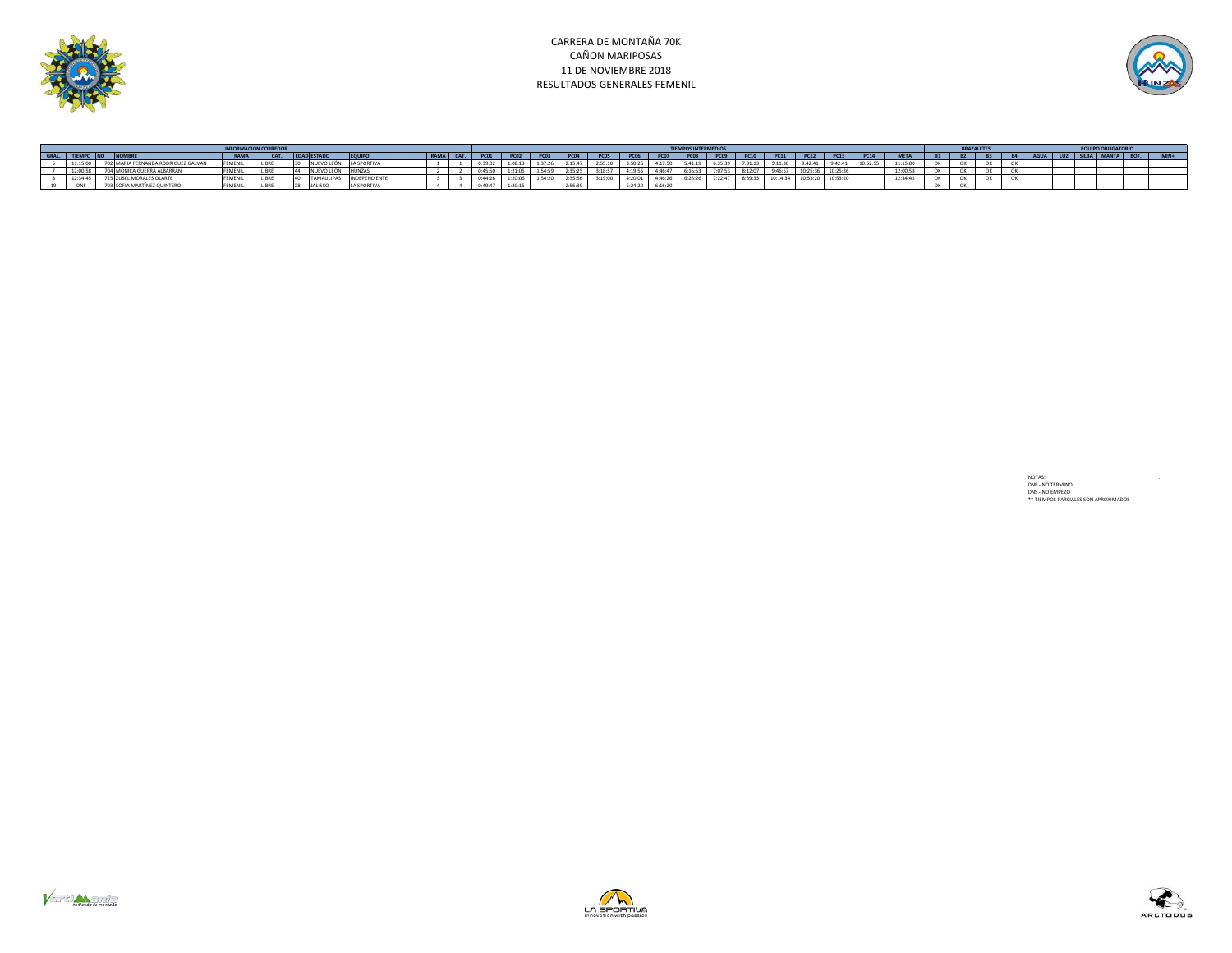# CARRERA DE MONTAÑA 70K
## CAÑON MARIPOSAS
## 11 DE NOVIEMBRE 2018
## RESULTADOS GENERALES FEMENIL

| INFORMACION CORREDOR | | | | | | | | | | TIEMPOS INTERMEDIOS | | | | | | | | | | | | | | | BRAZALETES | | | | EQUIPO OBLIGATORIO | | | | | |
|---|---|---|---|---|---|---|---|---|---|---|---|---|---|---|---|---|---|---|---|---|---|---|---|---|---|---|---|---|---|---|---|---|---|---|
| GRAL. | TIEMPO | NO | NOMBRE | RAMA | CAT. | EDAD | ESTADO | EQUIPO | RAMA | CAT. | PC01 | PC02 | PC03 | PC04 | PC05 | PC06 | PC07 | PC08 | PC09 | PC10 | PC11 | PC12 | PC13 | PC14 | META | B1 | B2 | B3 | B4 | AGUA | LUZ | SILBA | MANTA | BOT. | MIN+ |
| 5 | 11:15:00 | 702 | MARIA FERNANDA RODRIGUEZ GALVAN | FEMENIL | LIBRE | 30 | NUEVO LEÓN | LA SPORTIVA | 1 | 1 | 0:39:02 | 1:08:13 | 1:37:26 | 2:15:47 | 2:55:10 | 3:50:26 | 4:17:50 | 5:41:19 | 6:35:39 | 7:31:13 | 9:11:30 | 9:42:41 | 9:42:41 | 10:52:55 | 11:15:00 | OK | OK | OK | OK | | | | | | |
| 7 | 12:00:58 | 704 | MONICA GUERRA ALBARRAN | FEMENIL | LIBRE | 44 | NUEVO LEÓN | HUNZAS | 2 | 2 | 0:45:50 | 1:21:05 | 1:54:59 | 2:35:25 | 3:18:57 | 4:19:55 | 4:46:47 | 6:16:53 | 7:07:53 | 8:12:07 | 9:46:57 | 10:25:36 | 10:25:36 | | 12:00:58 | OK | OK | OK | OK | | | | | | |
| 8 | 12:34:45 | 725 | ZUSEL MORALES OLARTE | FEMENIL | LIBRE | 40 | TAMAULIPAS | INDEPENDIENTE | 3 | 3 | 0:44:26 | 1:20:06 | 1:54:20 | 2:35:56 | 3:19:00 | 4:20:01 | 4:46:26 | 6:26:26 | 7:22:47 | 8:39:33 | 10:14:34 | 10:53:20 | 10:53:20 | | 12:34:45 | OK | OK | OK | OK | | | | | | |
| 19 | DNF | 703 | SOFIA MARTÍNEZ QUINTERO | FEMENIL | LIBRE | 28 | JALISCO | LA SPORTIVA | 4 | 4 | 0:49:47 | 1:30:15 | | 2:56:39 | | 5:24:20 | 6:16:20 | | | | | | | | | OK | OK | | | | | | | | |

NOTAS:
DNF - NO TERMINO
DNS - NO EMPEZO
** TIEMPOS PARCIALES SON APROXIMADOS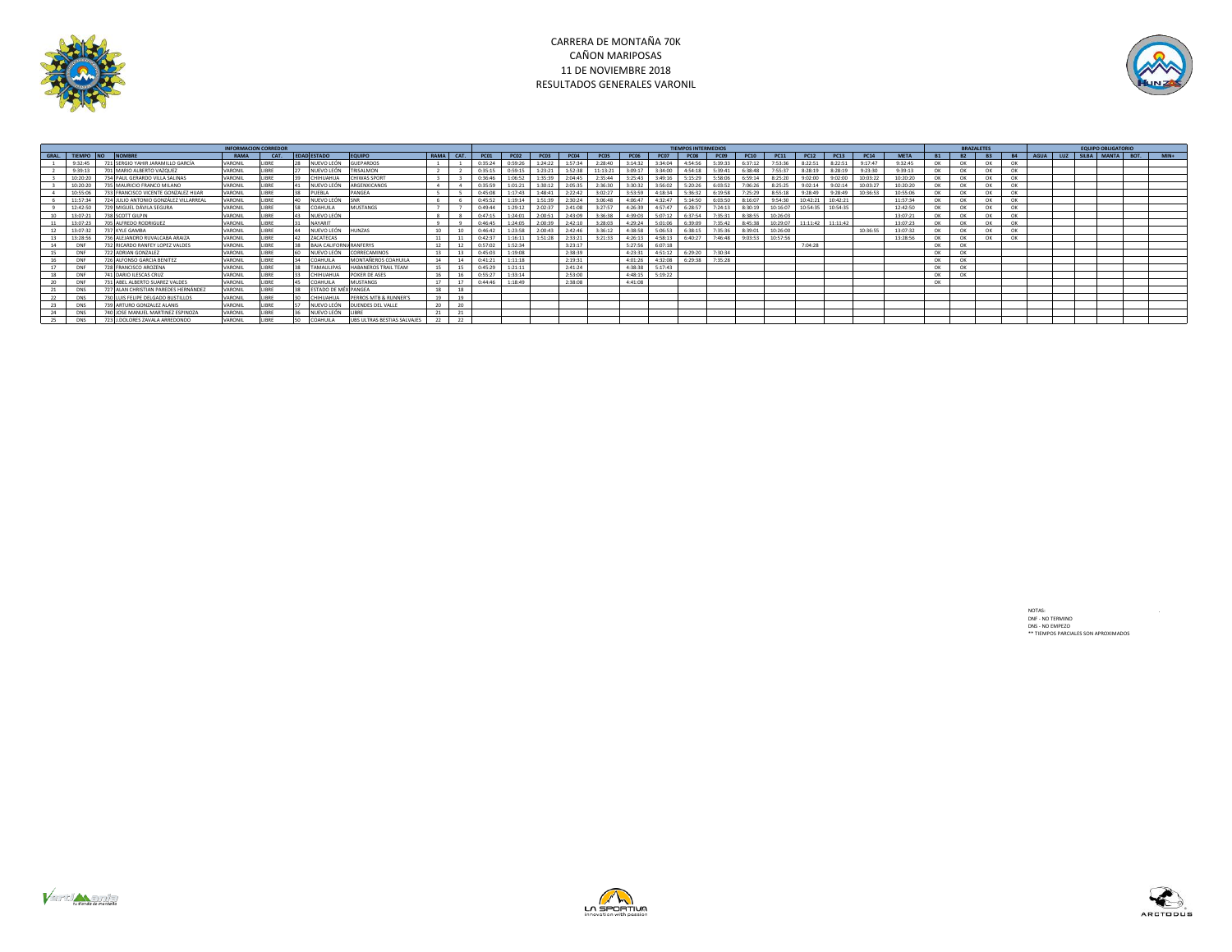# CARRERA DE MONTAÑA 70K
## CAÑON MARIPOSAS
## 11 DE NOVIEMBRE 2018
## RESULTADOS GENERALES VARONIL

| INFORMACION CORREDOR | | | | | | | | | | | TIEMPOS INTERMEDIOS | | | | | | | | | | | | | | | BRAZALETES | | | | EQUIPO OBLIGATORIO | | | | | |
|---|---|---|---|---|---|---|---|---|---|---|---|---|---|---|---|---|---|---|---|---|---|---|---|---|---|---|---|---|---|---|---|---|---|---|---|
| GRAL. | TIEMPO | NO | NOMBRE | RAMA | CAT. | EDAD | ESTADO | EQUIPO | RAMA | CAT. | PC01 | PC02 | PC03 | PC04 | PC05 | PC06 | PC07 | PC08 | PC09 | PC10 | PC11 | PC12 | PC13 | PC14 | META | B1 | B2 | B3 | B4 | AGUA | LUZ | SILBA | MANTA | BOT. | MIN+ |
| 1 | 9:32:45 | 721 | SERGIO YAHIR JARAMILLO GARCÍA | VARONIL | LIBRE | 28 | NUEVO LEÓN | GUEPARDOS | 1 | 1 | 0:35:24 | 0:59:26 | 1:24:22 | 1:57:34 | 2:28:40 | 3:14:32 | 3:34:04 | 4:54:56 | 5:39:33 | 6:37:12 | 7:53:36 | 8:22:51 | 8:22:51 | 9:17:47 | 9:32:45 | OK | OK | OK | OK | | | | | | |
| 2 | 9:39:13 | 701 | MARIO ALBERTO VAZQUEZ | VARONIL | LIBRE | 27 | NUEVO LEÓN | TRISALMON | 2 | 2 | 0:35:15 | 0:59:15 | 1:23:21 | 1:52:38 | 11:13:21 | 3:09:17 | 3:34:00 | 4:54:18 | 5:39:41 | 6:38:48 | 7:55:37 | 8:28:19 | 8:28:19 | 9:23:30 | 9:39:13 | OK | OK | OK | OK | | | | | | |
| 3 | 10:20:20 | 734 | PAUL GERARDO VILLA SALINAS | VARONIL | LIBRE | 39 | CHIHUAHUA | CHIWAS SPORT | 3 | 3 | 0:36:46 | 1:06:52 | 1:35:39 | 2:04:45 | 2:35:44 | 3:25:43 | 3:49:16 | 5:15:29 | 5:58:06 | 6:59:14 | 8:25:20 | 9:02:00 | 9:02:00 | 10:03:22 | 10:20:20 | OK | OK | OK | OK | | | | | | |
| 3 | 10:20:20 | 735 | MAURICIO FRANCO MILANO | VARONIL | LIBRE | 41 | NUEVO LEÓN | ARGENXICANOS | 4 | 4 | 0:35:59 | 1:01:21 | 1:30:12 | 2:05:35 | 2:36:30 | 3:30:32 | 3:56:02 | 5:20:26 | 6:03:52 | 7:06:26 | 8:25:25 | 9:02:14 | 9:02:14 | 10:03:27 | 10:20:20 | OK | OK | OK | OK | | | | | | |
| 4 | 10:55:06 | 733 | FRANCISCO VICENTE GONZALEZ HIJAR | VARONIL | LIBRE | 38 | PUEBLA | PANGEA | 5 | 5 | 0:45:08 | 1:17:43 | 1:48:41 | 2:22:42 | 3:02:27 | 3:53:59 | 4:18:34 | 5:36:32 | 6:19:58 | 7:25:29 | 8:55:18 | 9:28:49 | 9:28:49 | 10:36:53 | 10:55:06 | OK | OK | OK | OK | | | | | | |
| 6 | 11:57:34 | 724 | JULIO ANTONIO GONZÁLEZ VILLARREAL | VARONIL | LIBRE | 40 | NUEVO LEÓN | SNR | 6 | 6 | 0:45:52 | 1:19:14 | 1:51:39 | 2:30:24 | 3:06:48 | 4:06:47 | 4:32:47 | 5:14:50 | 6:03:50 | 8:16:07 | 9:54:30 | 10:42:21 | 10:42:21 | | 11:57:34 | OK | OK | OK | OK | | | | | | |
| 9 | 12:42:50 | 729 | MIGUEL DÁVILA SEGURA | VARONIL | LIBRE | 58 | COAHUILA | MUSTANGS | 7 | 7 | 0:49:44 | 1:29:12 | 2:02:37 | 2:41:08 | 3:27:57 | 4:26:39 | 4:57:47 | 6:28:57 | 7:24:13 | 8:30:19 | 10:16:07 | 10:54:35 | 10:54:35 | | 12:42:50 | OK | OK | OK | OK | | | | | | |
| 10 | 13:07:21 | 738 | SCOTT GILPIN | VARONIL | LIBRE | 43 | NUEVO LEÓN | | 8 | 8 | 0:47:15 | 1:24:01 | 2:00:51 | 2:43:09 | 3:36:38 | 4:39:03 | 5:07:12 | 6:37:54 | 7:35:31 | 8:38:55 | 10:26:03 | | | | 13:07:21 | OK | OK | OK | OK | | | | | | |
| 11 | 13:07:23 | 705 | ALFREDO RODRIGUEZ | VARONIL | LIBRE | 31 | NAYARIT | | 9 | 9 | 0:46:45 | 1:24:05 | 2:00:39 | 2:42:10 | 3:28:03 | 4:29:24 | 5:01:06 | 6:39:09 | 7:35:42 | 8:45:38 | 10:29:07 | 11:11:42 | 11:11:42 | | 13:07:23 | OK | OK | OK | OK | | | | | | |
| 12 | 13:07:32 | 737 | KYLE GAMBA | VARONIL | LIBRE | 44 | NUEVO LEÓN | HUNZAS | 10 | 10 | 0:46:42 | 1:23:58 | 2:00:43 | 2:42:46 | 3:36:12 | 4:38:58 | 5:06:53 | 6:38:15 | 7:35:36 | 8:39:01 | 10:26:00 | | | 10:36:55 | 13:07:32 | OK | OK | OK | OK | | | | | | |
| 13 | 13:28:56 | 736 | ALEJANDRO RUVALCABA ARAIZA | VARONIL | LIBRE | 42 | ZACATECAS | | 11 | 11 | 0:42:37 | 1:16:11 | 1:51:28 | 2:33:21 | 3:21:33 | 4:26:13 | 4:58:13 | 6:40:27 | 7:46:48 | 9:03:53 | 10:57:56 | | | | 13:28:56 | OK | OK | OK | OK | | | | | | |
| 14 | DNF | 732 | RICARDO RANFEY LOPEZ VALDES | VARONIL | LIBRE | 38 | BAJA CALIFORNIA | RANFERYS | 12 | 12 | 0:57:02 | 1:52:34 | | 3:23:17 | | 5:27:56 | 6:07:18 | | | | | 7:04:28 | | | | OK | OK | | | | | | | | |
| 15 | DNF | 722 | ADRIAN GONZALEZ | VARONIL | LIBRE | 60 | NUEVO LEÓN | CORRECAMINOS | 13 | 13 | 0:45:03 | 1:19:08 | | 2:38:39 | | 4:23:31 | 4:51:12 | 6:29:20 | 7:30:34 | | | | | | | OK | OK | | | | | | | | |
| 16 | DNF | 726 | ALFONSO GARCIA BENITEZ | VARONIL | LIBRE | 34 | COAHUILA | MONTAÑEROS COAHUILA | 14 | 14 | 0:41:21 | 1:11:18 | | 2:19:31 | | 4:01:26 | 4:32:08 | 6:29:38 | 7:35:28 | | | | | | | OK | OK | | | | | | | | |
| 17 | DNF | 728 | FRANCISCO AROZENA | VARONIL | LIBRE | 38 | TAMAULIPAS | HABANEROS TRAIL TEAM | 15 | 15 | 0:45:29 | 1:21:11 | | 2:41:24 | | 4:38:18 | 5:17:43 | | | | | | | | | OK | OK | | | | | | | | |
| 18 | DNF | 741 | DARIO ILESCAS CRUZ | VARONIL | LIBRE | 53 | CHIHUAHUA | POKER DE ASES | 16 | 16 | 0:55:27 | 1:33:14 | | 2:53:00 | | 4:48:15 | 5:19:22 | | | | | | | | | OK | OK | | | | | | | | |
| 20 | DNF | 731 | ABEL ALBERTO SUAREZ VALDES | VARONIL | LIBRE | 45 | COAHUILA | MUSTANGS | 17 | 17 | 0:44:46 | 1:18:49 | | 2:38:08 | | 4:41:08 | | | | | | | | | | OK | | | | | | | | | |
| 21 | DNS | 727 | ALAN CHRISTIAN PAREDES HERNÁNDEZ | VARONIL | LIBRE | 38 | ESTADO DE MÉX | PANGEA | 18 | 18 | | | | | | | | | | | | | | | | | | | | | | | | | |
| 22 | DNS | 730 | LUIS FELIPE DELGADO BUSTILLOS | VARONIL | LIBRE | 30 | CHIHUAHUA | PERROS MTB & RUNNER'S | 19 | 19 | | | | | | | | | | | | | | | | | | | | | | | | | |
| 23 | DNS | 739 | ARTURO GONZALEZ ALANIS | VARONIL | LIBRE | 57 | NUEVO LEÓN | DUENDES DEL VALLE | 20 | 20 | | | | | | | | | | | | | | | | | | | | | | | | | |
| 24 | DNS | 740 | JOSE MANUEL MARTINEZ ESPINOZA | VARONIL | LIBRE | 36 | NUEVO LEÓN | LIBRE | 21 | 21 | | | | | | | | | | | | | | | | | | | | | | | | | |
| 25 | DNS | 723 | J.DOLORES ZAVALA ARREDONDO | VARONIL | LIBRE | 50 | COAHUILA | UBS ULTRAS BESTIAS SALVAJES | 22 | 22 | | | | | | | | | | | | | | | | | | | | | | | | | |

NOTAS:
DNF - NO TERMINO
DNS - NO EMPEZO
** TIEMPOS PARCIALES SON APROXIMADOS